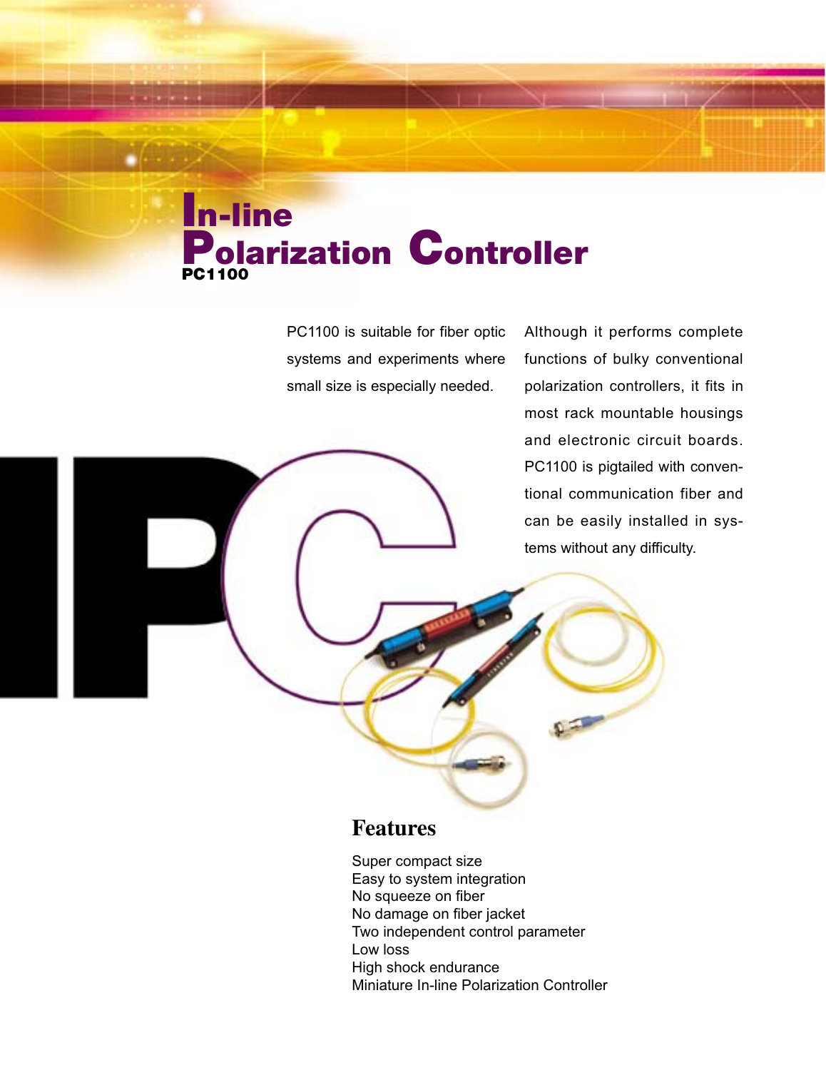# In-line Polarization Controller

**PC1100**

PC1100 is suitable for fiber optic systems and experiments where small size is especially needed.

Although it performs complete functions of bulky conventional polarization controllers, it fits in most rack mountable housings and electronic circuit boards. PC1100 is pigtailed with conventional communication fiber and can be easily installed in systems without any difficulty.

## Features

- Super compact size
- Easy to system integration
- No squeeze on fiber
- No damage on fiber jacket
- Two independent control parameter
- Low loss
- High shock endurance
- Miniature In-line Polarization Controller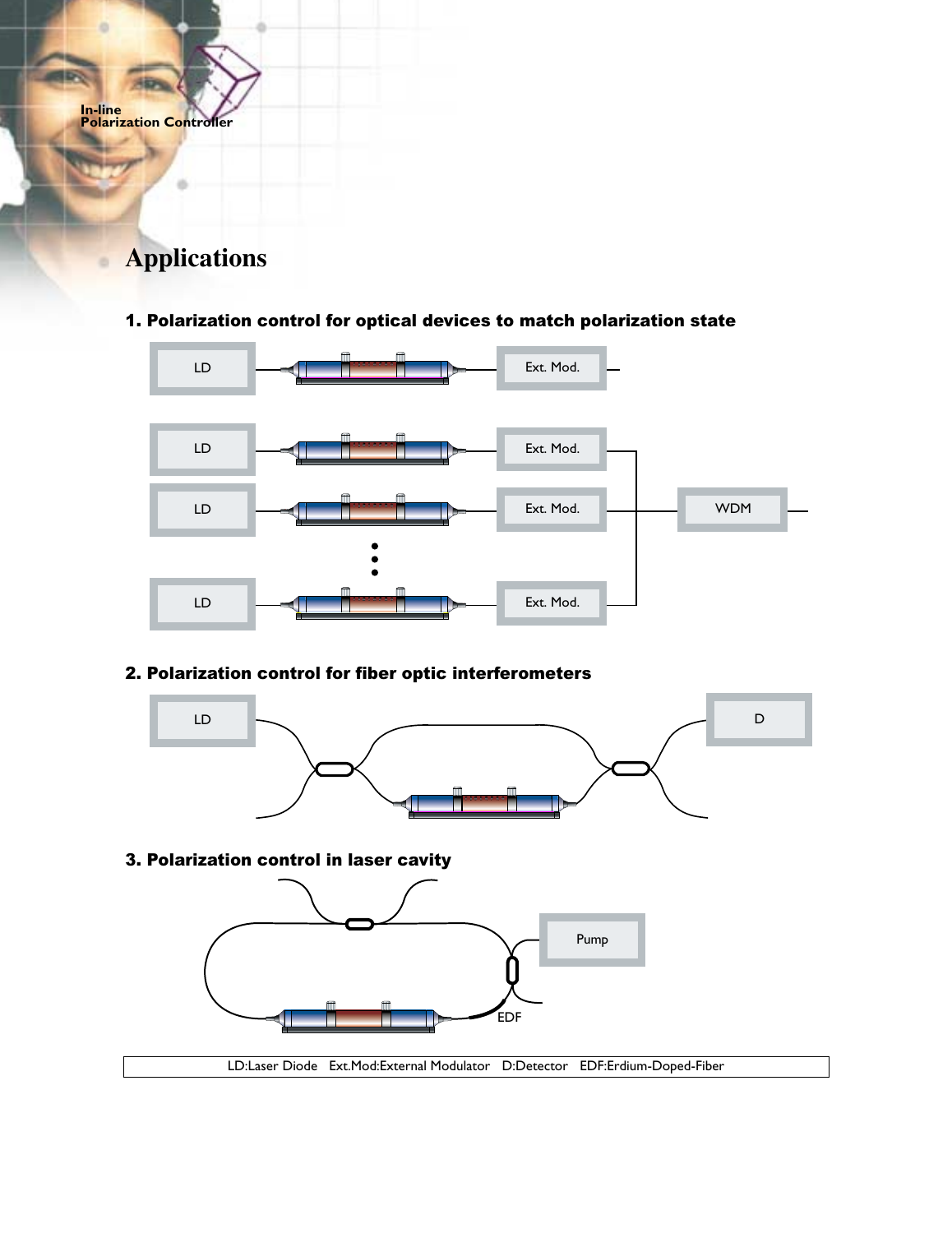In-line
Polarization Controller

# Applications

### 1. Polarization control for optical devices to match polarization state

LD — Ext. Mod.

LD — Ext. Mod.
LD — Ext. Mod. — WDM
LD — Ext. Mod.

### 2. Polarization control for fiber optic interferometers

LD — D

### 3. Polarization control in laser cavity

Pump

EDF

LD:Laser Diode   Ext.Mod:External Modulator   D:Detector   EDF:Erdium-Doped-Fiber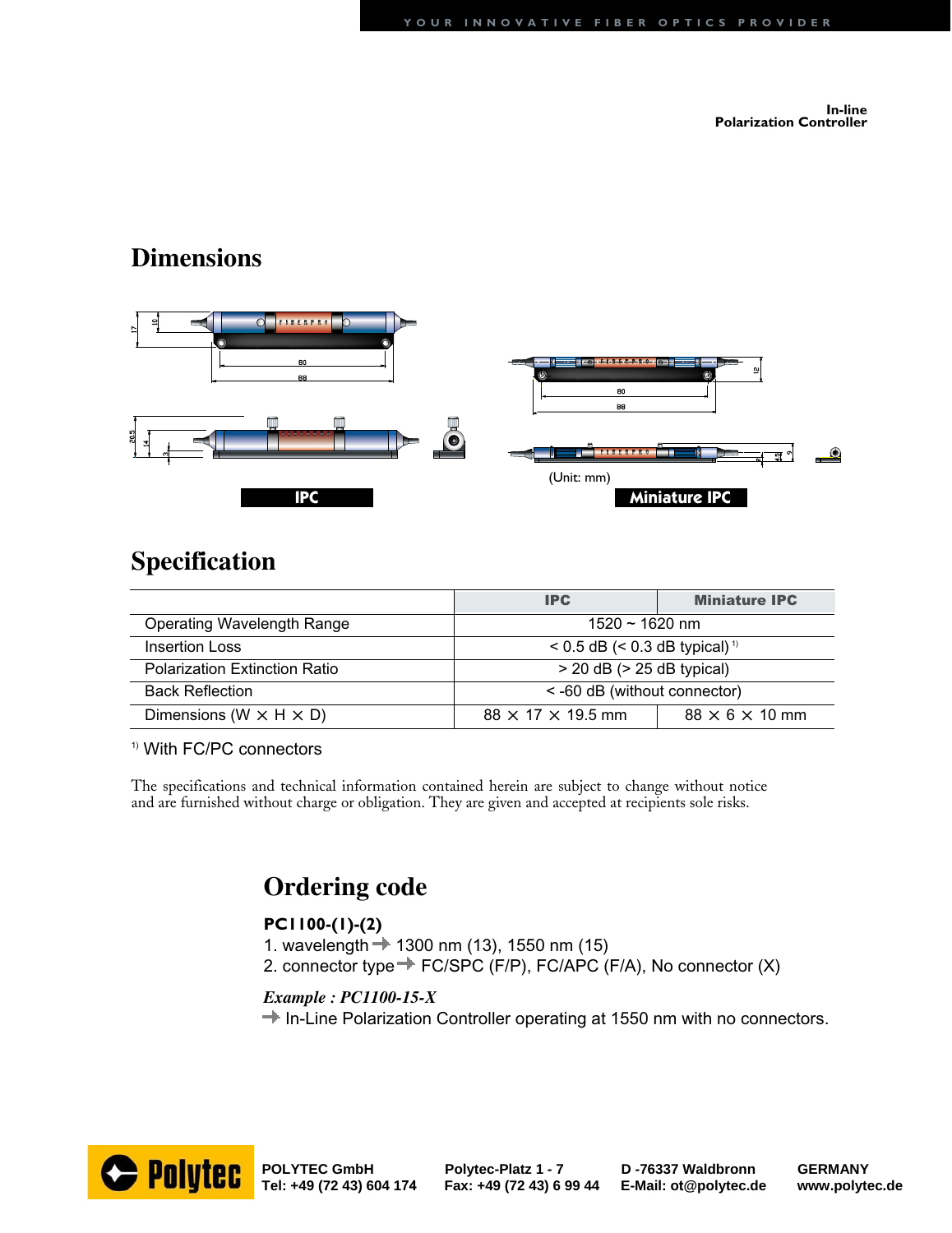## Dimensions

17
10
80
88
20.5
14
3

IPC

12
80
88
4.5
6
2

(Unit: mm)

Miniature IPC

## Specification

| | IPC | Miniature IPC |
|---|---|---|
| Operating Wavelength Range | 1520 ~ 1620 nm | |
| Insertion Loss | < 0.5 dB (< 0.3 dB typical) [1] | |
| Polarization Extinction Ratio | > 20 dB (> 25 dB typical) | |
| Back Reflection | < -60 dB (without connector) | |
| Dimensions (W × H × D) | 88 × 17 × 19.5 mm | 88 × 6 × 10 mm |

[1] With FC/PC connectors

The specifications and technical information contained herein are subject to change without notice and are furnished without charge or obligation. They are given and accepted at recipients sole risks.

## Ordering code

**PC1100-(1)-(2)**

1. wavelength → 1300 nm (13), 1550 nm (15)
2. connector type → FC/SPC (F/P), FC/APC (F/A), No connector (X)

***Example : PC1100-15-X***

→ In-Line Polarization Controller operating at 1550 nm with no connectors.

**POLYTEC GmbH** **Polytec-Platz 1 - 7** **D -76337 Waldbronn** **GERMANY**
**Tel: +49 (72 43) 604 174** **Fax: +49 (72 43) 6 99 44** **E-Mail: ot@polytec.de** **www.polytec.de**